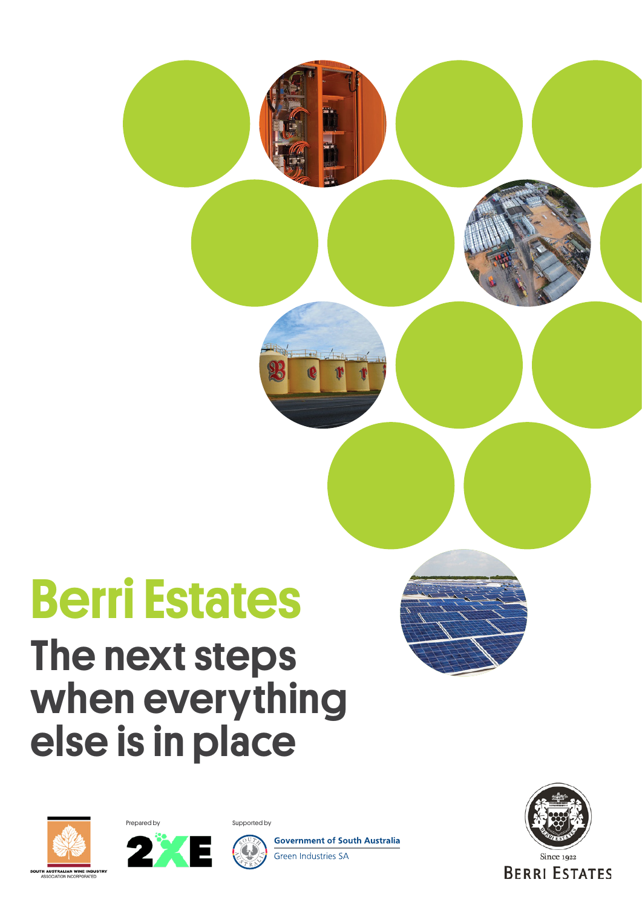# Berri Estates

## The next steps when everything else is in place

SOUTH AUSTRALIAN WINE INDUSTRY ASSOCIATION INCORPORATED

Prepared by

2XE

Supported by

Government of South Australia

Green Industries SA

Since 1922

BERRI ESTATES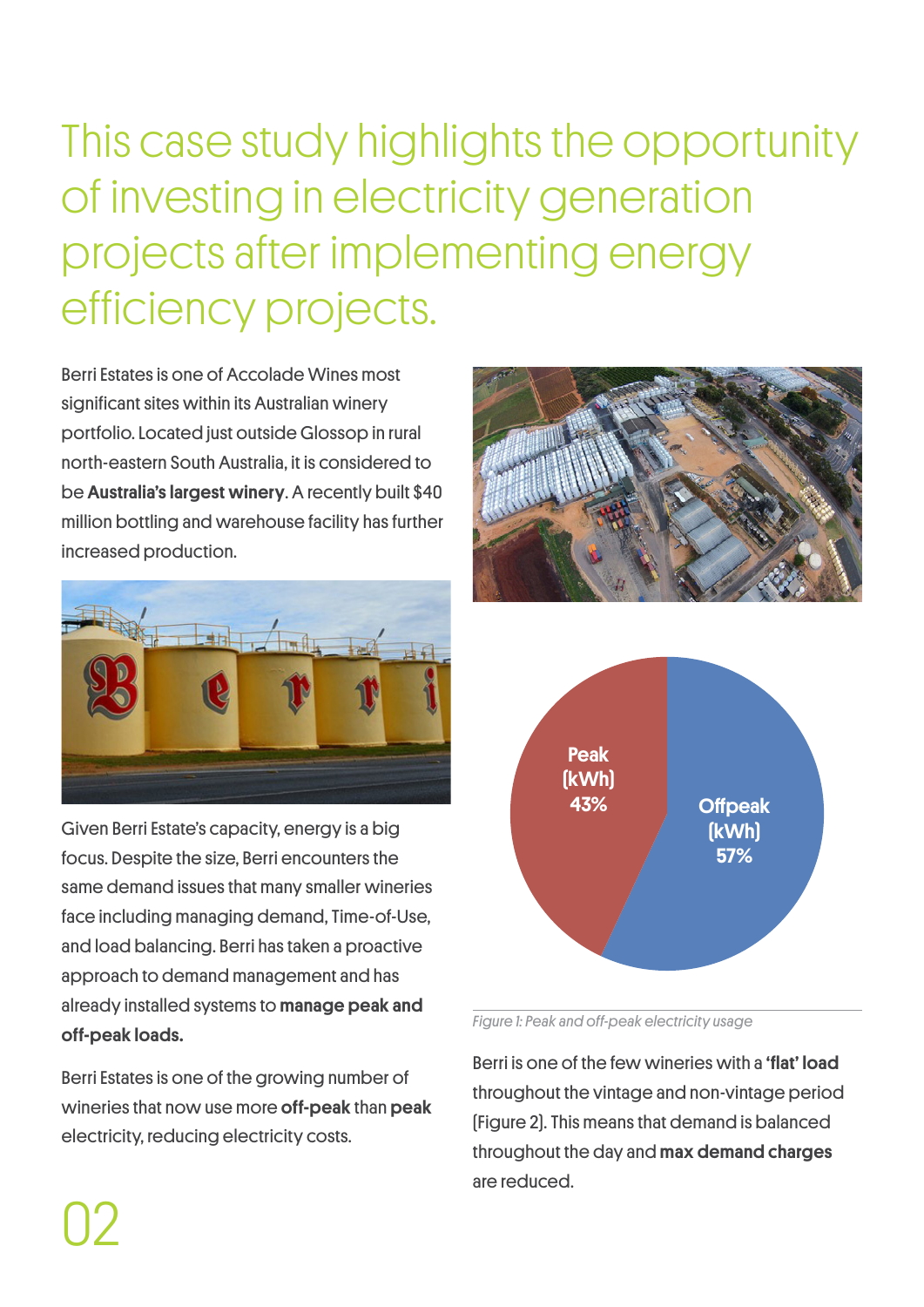# This case study highlights the opportunity of investing in electricity generation projects after implementing energy efficiency projects.

Berri Estates is one of Accolade Wines most significant sites within its Australian winery portfolio. Located just outside Glossop in rural north-eastern South Australia, it is considered to be **Australia's largest winery**. A recently built $40 million bottling and warehouse facility has further increased production.

Given Berri Estate's capacity, energy is a big focus. Despite the size, Berri encounters the same demand issues that many smaller wineries face including managing demand, Time-of-Use, and load balancing. Berri has taken a proactive approach to demand management and has already installed systems to **manage peak and off-peak loads.**

Berri Estates is one of the growing number of wineries that now use more **off-peak** than **peak** electricity, reducing electricity costs.

Peak (kWh) 43%

Offpeak (kWh) 57%

*Figure 1: Peak and off-peak electricity usage*

Berri is one of the few wineries with a **'flat' load** throughout the vintage and non-vintage period (Figure 2). This means that demand is balanced throughout the day and **max demand charges** are reduced.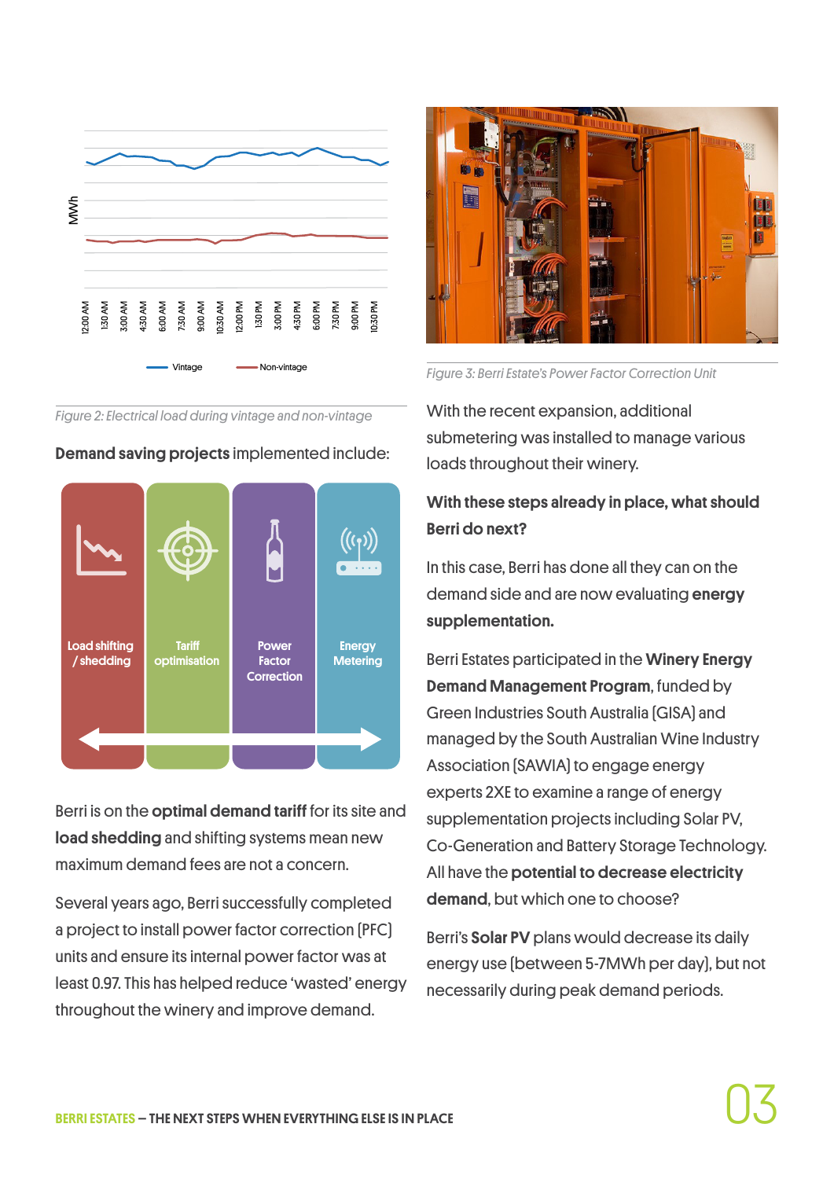Figure 2: Electrical load during vintage and non-vintage

**Demand saving projects** implemented include:

- Load shifting / shedding
- Tariff optimisation
- Power Factor Correction
- Energy Metering

Berri is on the **optimal demand tariff** for its site and **load shedding** and shifting systems mean new maximum demand fees are not a concern.

Several years ago, Berri successfully completed a project to install power factor correction (PFC) units and ensure its internal power factor was at least 0.97. This has helped reduce 'wasted' energy throughout the winery and improve demand.

Figure 3: Berri Estate's Power Factor Correction Unit

With the recent expansion, additional submetering was installed to manage various loads throughout their winery.

**With these steps already in place, what should Berri do next?**

In this case, Berri has done all they can on the demand side and are now evaluating **energy supplementation.**

Berri Estates participated in the **Winery Energy Demand Management Program**, funded by Green Industries South Australia (GISA) and managed by the South Australian Wine Industry Association (SAWIA) to engage energy experts 2XE to examine a range of energy supplementation projects including Solar PV, Co-Generation and Battery Storage Technology. All have the **potential to decrease electricity demand**, but which one to choose?

Berri's **Solar PV** plans would decrease its daily energy use (between 5-7MWh per day), but not necessarily during peak demand periods.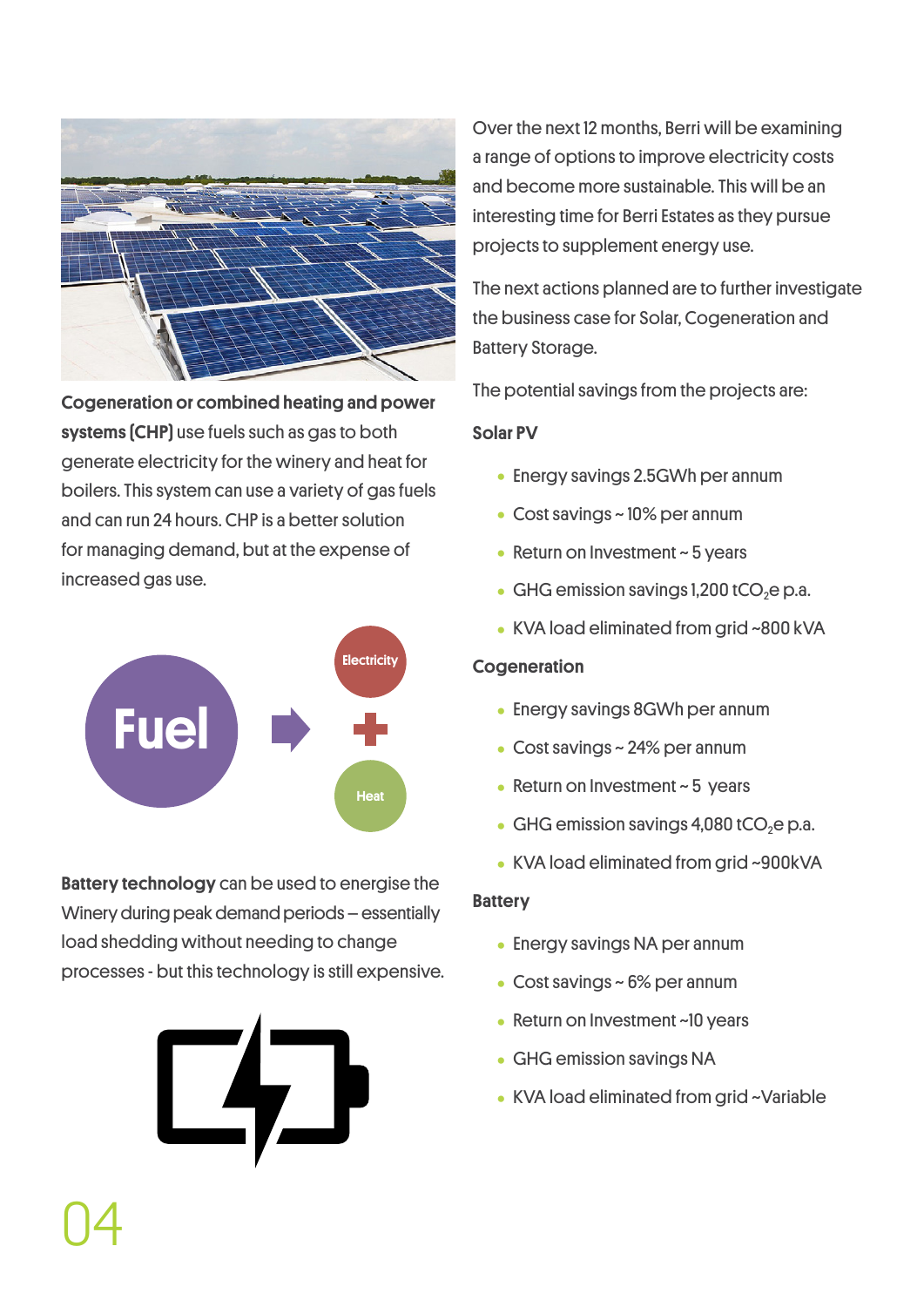**Cogeneration or combined heating and power systems (CHP)** use fuels such as gas to both generate electricity for the winery and heat for boilers. This system can use a variety of gas fuels and can run 24 hours. CHP is a better solution for managing demand, but at the expense of increased gas use.

Fuel

Electricity

Heat

**Battery technology** can be used to energise the Winery during peak demand periods – essentially load shedding without needing to change processes - but this technology is still expensive.

Over the next 12 months, Berri will be examining a range of options to improve electricity costs and become more sustainable. This will be an interesting time for Berri Estates as they pursue projects to supplement energy use.

The next actions planned are to further investigate the business case for Solar, Cogeneration and Battery Storage.

The potential savings from the projects are:

**Solar PV**

- Energy savings 2.5GWh per annum
- Cost savings ~ 10% per annum
- Return on Investment ~ 5 years
- GHG emission savings 1,200 $tCO_2e$ p.a.
- KVA load eliminated from grid ~800 kVA

**Cogeneration**

- Energy savings 8GWh per annum
- Cost savings ~ 24% per annum
- Return on Investment ~ 5 years
- GHG emission savings 4,080 $tCO_2e$ p.a.
- KVA load eliminated from grid ~900kVA

**Battery**

- Energy savings NA per annum
- Cost savings ~ 6% per annum
- Return on Investment ~10 years
- GHG emission savings NA
- KVA load eliminated from grid ~Variable